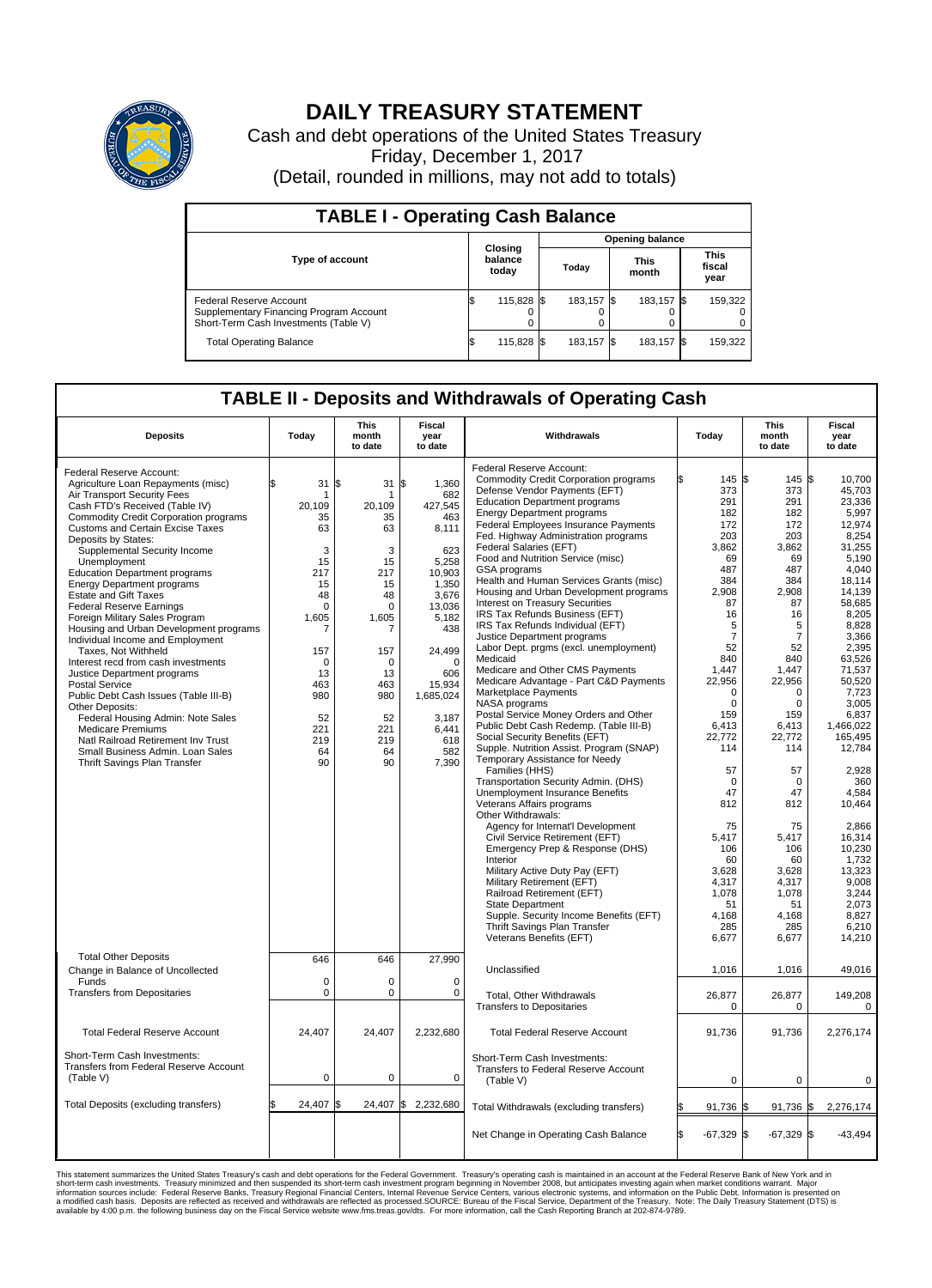# DAILY TREASURY STATEMENT

Cash and debt operations of the United States Treasury

Friday, December 1, 2017

(Detail, rounded in millions, may not add to totals)

## TABLE I - Operating Cash Balance

| Type of account | Closing balance today | Opening balance Today | Opening balance This month | Opening balance This fiscal year |
|---|---|---|---|---|
| Federal Reserve Account | $ 115,828 | $ 183,157 | $ 183,157 | $ 159,322 |
| Supplementary Financing Program Account | 0 | 0 | 0 | 0 |
| Short-Term Cash Investments (Table V) | 0 | 0 | 0 | 0 |
| Total Operating Balance | $ 115,828 | $ 183,157 | $ 183,157 | $ 159,322 |

## TABLE II - Deposits and Withdrawals of Operating Cash

| Deposits | Today | This month to date | Fiscal year to date |
|---|---|---|---|
| Federal Reserve Account: | | | |
| Agriculture Loan Repayments (misc) | $ 31 | $ 31 | $ 1,360 |
| Air Transport Security Fees | 1 | 1 | 682 |
| Cash FTD's Received (Table IV) | 20,109 | 20,109 | 427,545 |
| Commodity Credit Corporation programs | 35 | 35 | 463 |
| Customs and Certain Excise Taxes | 63 | 63 | 8,111 |
| Deposits by States: | | | |
| Supplemental Security Income | 3 | 3 | 623 |
| Unemployment | 15 | 15 | 5,258 |
| Education Department programs | 217 | 217 | 10,903 |
| Energy Department programs | 15 | 15 | 1,350 |
| Estate and Gift Taxes | 48 | 48 | 3,676 |
| Federal Reserve Earnings | 0 | 0 | 13,036 |
| Foreign Military Sales Program | 1,605 | 1,605 | 5,182 |
| Housing and Urban Development programs | 7 | 7 | 438 |
| Individual Income and Employment Taxes, Not Withheld | 157 | 157 | 24,499 |
| Interest recd from cash investments | 0 | 0 | 0 |
| Justice Department programs | 13 | 13 | 606 |
| Postal Service | 463 | 463 | 15,934 |
| Public Debt Cash Issues (Table III-B) | 980 | 980 | 1,685,024 |
| Other Deposits: | | | |
| Federal Housing Admin: Note Sales | 52 | 52 | 3,187 |
| Medicare Premiums | 221 | 221 | 6,441 |
| Natl Railroad Retirement Inv Trust | 219 | 219 | 618 |
| Small Business Admin. Loan Sales | 64 | 64 | 582 |
| Thrift Savings Plan Transfer | 90 | 90 | 7,390 |
| Total Other Deposits | 646 | 646 | 27,990 |
| Change in Balance of Uncollected Funds | 0 | 0 | 0 |
| Transfers from Depositaries | 0 | 0 | 0 |
| Total Federal Reserve Account | 24,407 | 24,407 | 2,232,680 |
| Short-Term Cash Investments: Transfers from Federal Reserve Account (Table V) | 0 | 0 | 0 |
| Total Deposits (excluding transfers) | $ 24,407 | $ 24,407 | $ 2,232,680 |

| Withdrawals | Today | This month to date | Fiscal year to date |
|---|---|---|---|
| Federal Reserve Account: | | | |
| Commodity Credit Corporation programs | $ 145 | $ 145 | $ 10,700 |
| Defense Vendor Payments (EFT) | 373 | 373 | 45,703 |
| Education Department programs | 291 | 291 | 23,336 |
| Energy Department programs | 182 | 182 | 5,997 |
| Federal Employees Insurance Payments | 172 | 172 | 12,974 |
| Fed. Highway Administration programs | 203 | 203 | 8,254 |
| Federal Salaries (EFT) | 3,862 | 3,862 | 31,255 |
| Food and Nutrition Service (misc) | 69 | 69 | 5,190 |
| GSA programs | 487 | 487 | 4,040 |
| Health and Human Services Grants (misc) | 384 | 384 | 18,114 |
| Housing and Urban Development programs | 2,908 | 2,908 | 14,139 |
| Interest on Treasury Securities | 87 | 87 | 58,685 |
| IRS Tax Refunds Business (EFT) | 16 | 16 | 8,205 |
| IRS Tax Refunds Individual (EFT) | 5 | 5 | 8,828 |
| Justice Department programs | 7 | 7 | 3,366 |
| Labor Dept. prgms (excl. unemployment) | 52 | 52 | 2,395 |
| Medicaid | 840 | 840 | 63,526 |
| Medicare and Other CMS Payments | 1,447 | 1,447 | 71,537 |
| Medicare Advantage - Part C&D Payments | 22,956 | 22,956 | 50,520 |
| Marketplace Payments | 0 | 0 | 7,723 |
| NASA programs | 0 | 0 | 3,005 |
| Postal Service Money Orders and Other | 159 | 159 | 6,837 |
| Public Debt Cash Redemp. (Table III-B) | 6,413 | 6,413 | 1,466,022 |
| Social Security Benefits (EFT) | 22,772 | 22,772 | 165,495 |
| Supple. Nutrition Assist. Program (SNAP) | 114 | 114 | 12,784 |
| Temporary Assistance for Needy Families (HHS) | 57 | 57 | 2,928 |
| Transportation Security Admin. (DHS) | 0 | 0 | 360 |
| Unemployment Insurance Benefits | 47 | 47 | 4,584 |
| Veterans Affairs programs | 812 | 812 | 10,464 |
| Other Withdrawals: | | | |
| Agency for Internat'l Development | 75 | 75 | 2,866 |
| Civil Service Retirement (EFT) | 5,417 | 5,417 | 16,314 |
| Emergency Prep & Response (DHS) | 106 | 106 | 10,230 |
| Interior | 60 | 60 | 1,732 |
| Military Active Duty Pay (EFT) | 3,628 | 3,628 | 13,323 |
| Military Retirement (EFT) | 4,317 | 4,317 | 9,008 |
| Railroad Retirement (EFT) | 1,078 | 1,078 | 3,244 |
| State Department | 51 | 51 | 2,073 |
| Supple. Security Income Benefits (EFT) | 4,168 | 4,168 | 8,827 |
| Thrift Savings Plan Transfer | 285 | 285 | 6,210 |
| Veterans Benefits (EFT) | 6,677 | 6,677 | 14,210 |
| Unclassified | 1,016 | 1,016 | 49,016 |
| Total, Other Withdrawals | 26,877 | 26,877 | 149,208 |
| Transfers to Depositaries | 0 | 0 | 0 |
| Total Federal Reserve Account | 91,736 | 91,736 | 2,276,174 |
| Short-Term Cash Investments: Transfers to Federal Reserve Account (Table V) | 0 | 0 | 0 |
| Total Withdrawals (excluding transfers) | $ 91,736 | $ 91,736 | $ 2,276,174 |
| Net Change in Operating Cash Balance | $ -67,329 | $ -67,329 | $ -43,494 |

This statement summarizes the United States Treasury's cash and debt operations for the Federal Government. Treasury's operating cash is maintained in an account at the Federal Reserve Bank of New York and in short-term cash investments. Treasury minimized and then suspended its short-term cash investment program beginning in November 2008, but anticipates investing again when market conditions warrant. Major information sources include: Federal Reserve Banks, Treasury Regional Financial Centers, Internal Revenue Service Centers, various electronic systems, and information on the Public Debt. Information is presented on a modified cash basis. Deposits are reflected as received and withdrawals are reflected as processed.SOURCE: Bureau of the Fiscal Service, Department of the Treasury. Note: The Daily Treasury Statement (DTS) is available by 4:00 p.m. the following business day on the Fiscal Service website www.fms.treas.gov/dts. For more information, call the Cash Reporting Branch at 202-874-9789.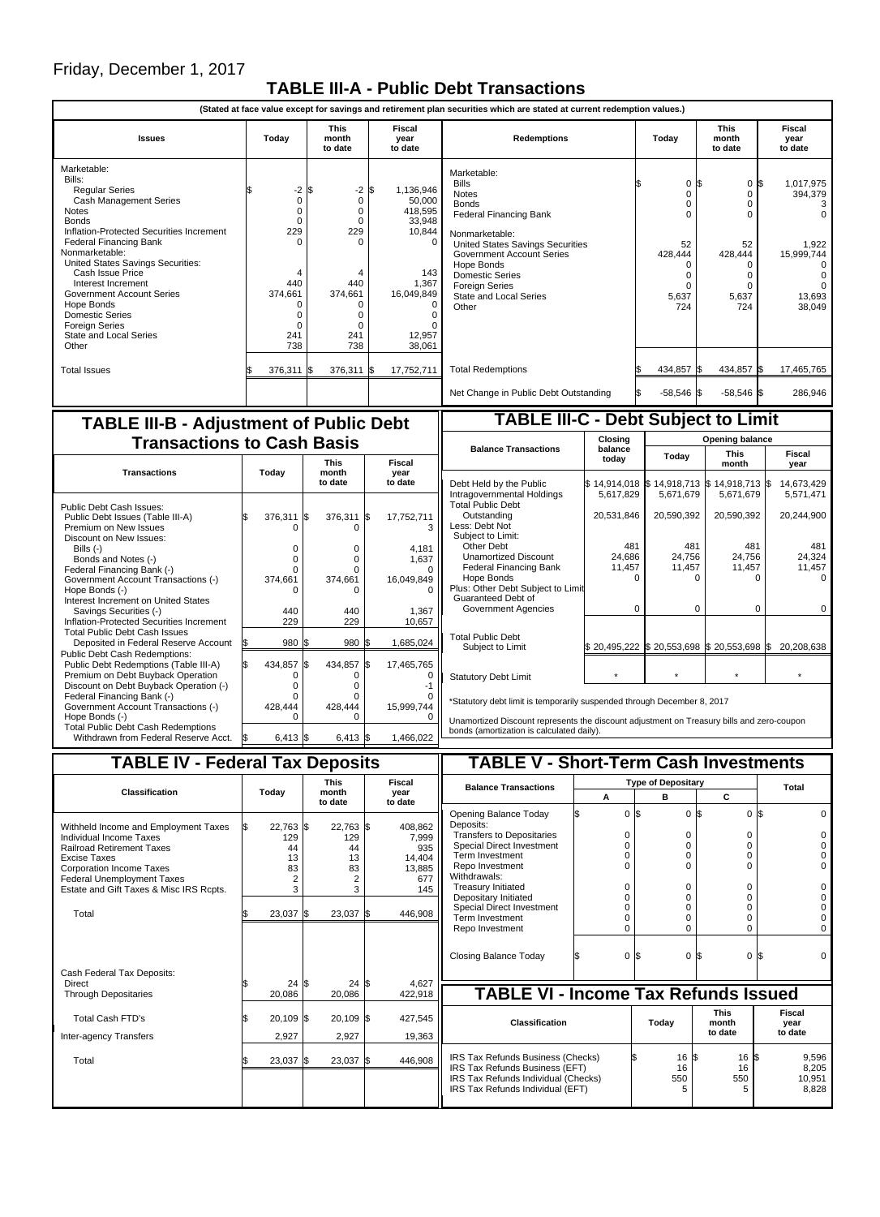Friday, December 1, 2017

# TABLE III-A - Public Debt Transactions

(Stated at face value except for savings and retirement plan securities which are stated at current redemption values.)

| Issues | Today | This month to date | Fiscal year to date |
|---|---|---|---|
| Marketable: | | | |
| Bills: | | | |
| Regular Series | $ -2 | $ -2 | $ 1,136,946 |
| Cash Management Series | 0 | 0 | 50,000 |
| Notes | 0 | 0 | 418,595 |
| Bonds | 0 | 0 | 33,948 |
| Inflation-Protected Securities Increment | 229 | 229 | 10,844 |
| Federal Financing Bank | 0 | 0 | 0 |
| Nonmarketable: | | | |
| United States Savings Securities: | | | |
| Cash Issue Price | 4 | 4 | 143 |
| Interest Increment | 440 | 440 | 1,367 |
| Government Account Series | 374,661 | 374,661 | 16,049,849 |
| Hope Bonds | 0 | 0 | 0 |
| Domestic Series | 0 | 0 | 0 |
| Foreign Series | 0 | 0 | 0 |
| State and Local Series | 241 | 241 | 12,957 |
| Other | 738 | 738 | 38,061 |
| Total Issues | $ 376,311 | $ 376,311 | $ 17,752,711 |

| Redemptions | Today | This month to date | Fiscal year to date |
|---|---|---|---|
| Marketable: | | | |
| Bills | $ 0 | $ 0 | $ 1,017,975 |
| Notes | 0 | 0 | 394,379 |
| Bonds | 0 | 0 | 3 |
| Federal Financing Bank | 0 | 0 | 0 |
| Nonmarketable: | | | |
| United States Savings Securities | 52 | 52 | 1,922 |
| Government Account Series | 428,444 | 428,444 | 15,999,744 |
| Hope Bonds | 0 | 0 | 0 |
| Domestic Series | 0 | 0 | 0 |
| Foreign Series | 0 | 0 | 0 |
| State and Local Series | 5,637 | 5,637 | 13,693 |
| Other | 724 | 724 | 38,049 |
| Total Redemptions | $ 434,857 | $ 434,857 | $ 17,465,765 |
| Net Change in Public Debt Outstanding | $ -58,546 | $ -58,546 | $ 286,946 |

# TABLE III-B - Adjustment of Public Debt Transactions to Cash Basis

| Transactions | Today | This month to date | Fiscal year to date |
|---|---|---|---|
| Public Debt Cash Issues: | | | |
| Public Debt Issues (Table III-A) | $ 376,311 | $ 376,311 | $ 17,752,711 |
| Premium on New Issues | 0 | 0 | 3 |
| Discount on New Issues: | | | |
| Bills (-) | 0 | 0 | 4,181 |
| Bonds and Notes (-) | 0 | 0 | 1,637 |
| Federal Financing Bank (-) | 0 | 0 | 0 |
| Government Account Transactions (-) | 374,661 | 374,661 | 16,049,849 |
| Hope Bonds (-) | 0 | 0 | 0 |
| Interest Increment on United States Savings Securities (-) | 440 | 440 | 1,367 |
| Inflation-Protected Securities Increment | 229 | 229 | 10,657 |
| Total Public Debt Cash Issues Deposited in Federal Reserve Account | $ 980 | $ 980 | $ 1,685,024 |
| Public Debt Cash Redemptions: | | | |
| Public Debt Redemptions (Table III-A) | $ 434,857 | $ 434,857 | $ 17,465,765 |
| Premium on Debt Buyback Operation | 0 | 0 | 0 |
| Discount on Debt Buyback Operation (-) | 0 | 0 | -1 |
| Federal Financing Bank (-) | 0 | 0 | 0 |
| Government Account Transactions (-) | 428,444 | 428,444 | 15,999,744 |
| Hope Bonds (-) | 0 | 0 | 0 |
| Total Public Debt Cash Redemptions Withdrawn from Federal Reserve Acct. | $ 6,413 | $ 6,413 | $ 1,466,022 |

# TABLE III-C - Debt Subject to Limit

| Balance Transactions | Closing balance today | Opening balance Today | Opening balance This month | Opening balance Fiscal year |
|---|---|---|---|---|
| Debt Held by the Public | $ 14,914,018 | $ 14,918,713 | $ 14,918,713 | $ 14,673,429 |
| Intragovernmental Holdings | 5,617,829 | 5,671,679 | 5,671,679 | 5,571,471 |
| Total Public Debt Outstanding | 20,531,846 | 20,590,392 | 20,590,392 | 20,244,900 |
| Less: Debt Not Subject to Limit: | | | | |
| Other Debt | 481 | 481 | 481 | 481 |
| Unamortized Discount | 24,686 | 24,756 | 24,756 | 24,324 |
| Federal Financing Bank | 11,457 | 11,457 | 11,457 | 11,457 |
| Hope Bonds | 0 | 0 | 0 | 0 |
| Plus: Other Debt Subject to Limit | | | | |
| Guaranteed Debt of Government Agencies | 0 | 0 | 0 | 0 |
| Total Public Debt Subject to Limit | $ 20,495,222 | $ 20,553,698 | $ 20,553,698 | $ 20,208,638 |
| Statutory Debt Limit | * | * | * | * |

*Statutory debt limit is temporarily suspended through December 8, 2017

Unamortized Discount represents the discount adjustment on Treasury bills and zero-coupon bonds (amortization is calculated daily).

# TABLE IV - Federal Tax Deposits

| Classification | Today | This month to date | Fiscal year to date |
|---|---|---|---|
| Withheld Income and Employment Taxes | $ 22,763 | $ 22,763 | $ 408,862 |
| Individual Income Taxes | 129 | 129 | 7,999 |
| Railroad Retirement Taxes | 44 | 44 | 935 |
| Excise Taxes | 13 | 13 | 14,404 |
| Corporation Income Taxes | 83 | 83 | 13,885 |
| Federal Unemployment Taxes | 2 | 2 | 677 |
| Estate and Gift Taxes & Misc IRS Rcpts. | 3 | 3 | 145 |
| Total | $ 23,037 | $ 23,037 | $ 446,908 |
| Cash Federal Tax Deposits: | | | |
| Direct | $ 24 | $ 24 | $ 4,627 |
| Through Depositaries | 20,086 | 20,086 | 422,918 |
| Total Cash FTD's | $ 20,109 | $ 20,109 | $ 427,545 |
| Inter-agency Transfers | 2,927 | 2,927 | 19,363 |
| Total | $ 23,037 | $ 23,037 | $ 446,908 |

# TABLE V - Short-Term Cash Investments

| Balance Transactions | Type of Depositary A | Type of Depositary B | Type of Depositary C | Total |
|---|---|---|---|---|
| Opening Balance Today | $ 0 | $ 0 | $ 0 | $ 0 |
| Deposits: | | | | |
| Transfers to Depositaries | 0 | 0 | 0 | 0 |
| Special Direct Investment | 0 | 0 | 0 | 0 |
| Term Investment | 0 | 0 | 0 | 0 |
| Repo Investment | 0 | 0 | 0 | 0 |
| Withdrawals: | | | | |
| Treasury Initiated | 0 | 0 | 0 | 0 |
| Depositary Initiated | 0 | 0 | 0 | 0 |
| Special Direct Investment | 0 | 0 | 0 | 0 |
| Term Investment | 0 | 0 | 0 | 0 |
| Repo Investment | 0 | 0 | 0 | 0 |
| Closing Balance Today | $ 0 | $ 0 | $ 0 | $ 0 |

# TABLE VI - Income Tax Refunds Issued

| Classification | Today | This month to date | Fiscal year to date |
|---|---|---|---|
| IRS Tax Refunds Business (Checks) | $ 16 | $ 16 | $ 9,596 |
| IRS Tax Refunds Business (EFT) | 16 | 16 | 8,205 |
| IRS Tax Refunds Individual (Checks) | 550 | 550 | 10,951 |
| IRS Tax Refunds Individual (EFT) | 5 | 5 | 8,828 |